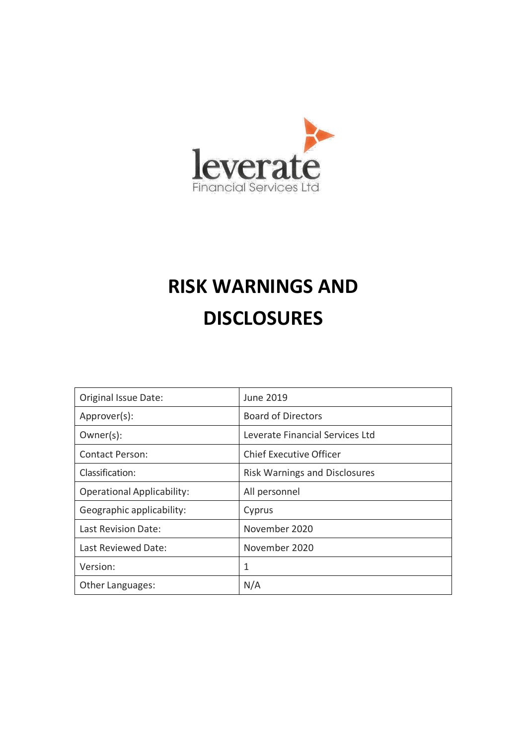leverate
Financial Services Ltd

# RISK WARNINGS AND DISCLOSURES

| Original Issue Date: | June 2019 |
| --- | --- |
| Approver(s): | Board of Directors |
| Owner(s): | Leverate Financial Services Ltd |
| Contact Person: | Chief Executive Officer |
| Classification: | Risk Warnings and Disclosures |
| Operational Applicability: | All personnel |
| Geographic applicability: | Cyprus |
| Last Revision Date: | November 2020 |
| Last Reviewed Date: | November 2020 |
| Version: | 1 |
| Other Languages: | N/A |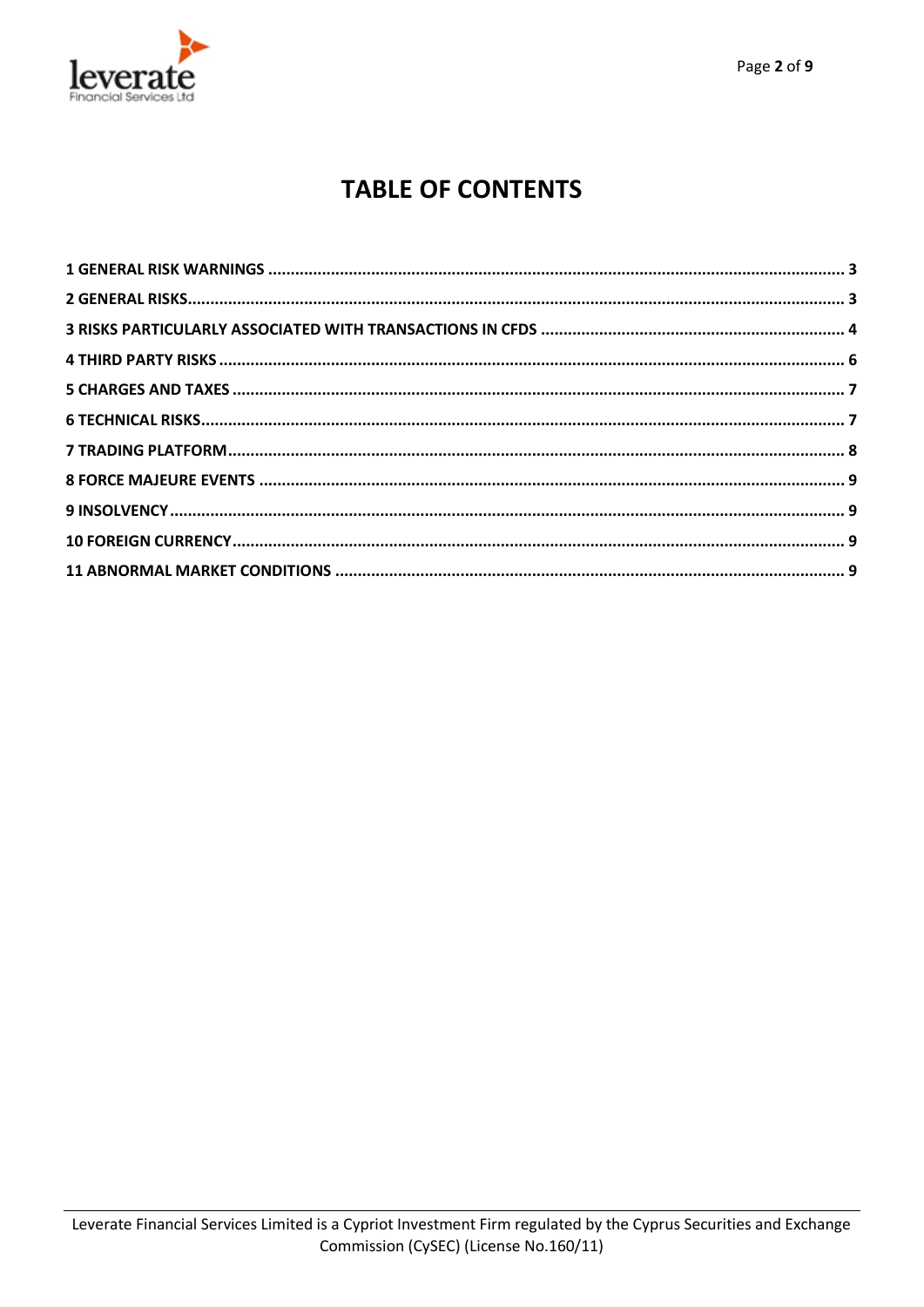# TABLE OF CONTENTS

**1 GENERAL RISK WARNINGS** ........ **3**
**2 GENERAL RISKS** ........ **3**
**3 RISKS PARTICULARLY ASSOCIATED WITH TRANSACTIONS IN CFDS** ........ **4**
**4 THIRD PARTY RISKS** ........ **6**
**5 CHARGES AND TAXES** ........ **7**
**6 TECHNICAL RISKS** ........ **7**
**7 TRADING PLATFORM** ........ **8**
**8 FORCE MAJEURE EVENTS** ........ **9**
**9 INSOLVENCY** ........ **9**
**10 FOREIGN CURRENCY** ........ **9**
**11 ABNORMAL MARKET CONDITIONS** ........ **9**

Leverate Financial Services Limited is a Cypriot Investment Firm regulated by the Cyprus Securities and Exchange Commission (CySEC) (License No.160/11)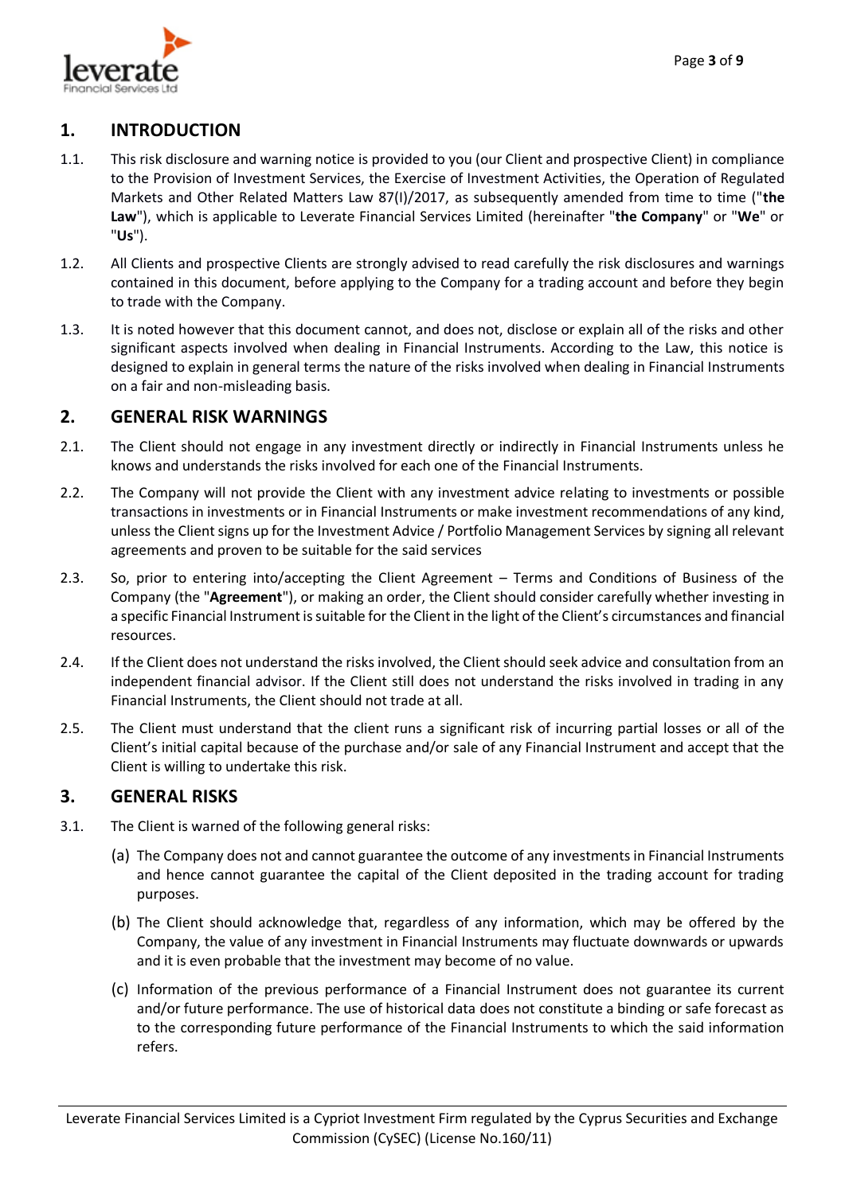## 1. INTRODUCTION

1.1. This risk disclosure and warning notice is provided to you (our Client and prospective Client) in compliance to the Provision of Investment Services, the Exercise of Investment Activities, the Operation of Regulated Markets and Other Related Matters Law 87(I)/2017, as subsequently amended from time to time ("**the Law**"), which is applicable to Leverate Financial Services Limited (hereinafter "**the Company**" or "**We**" or "**Us**").

1.2. All Clients and prospective Clients are strongly advised to read carefully the risk disclosures and warnings contained in this document, before applying to the Company for a trading account and before they begin to trade with the Company.

1.3. It is noted however that this document cannot, and does not, disclose or explain all of the risks and other significant aspects involved when dealing in Financial Instruments. According to the Law, this notice is designed to explain in general terms the nature of the risks involved when dealing in Financial Instruments on a fair and non-misleading basis.

## 2. GENERAL RISK WARNINGS

2.1. The Client should not engage in any investment directly or indirectly in Financial Instruments unless he knows and understands the risks involved for each one of the Financial Instruments.

2.2. The Company will not provide the Client with any investment advice relating to investments or possible transactions in investments or in Financial Instruments or make investment recommendations of any kind, unless the Client signs up for the Investment Advice / Portfolio Management Services by signing all relevant agreements and proven to be suitable for the said services

2.3. So, prior to entering into/accepting the Client Agreement – Terms and Conditions of Business of the Company (the "**Agreement**"), or making an order, the Client should consider carefully whether investing in a specific Financial Instrument is suitable for the Client in the light of the Client's circumstances and financial resources.

2.4. If the Client does not understand the risks involved, the Client should seek advice and consultation from an independent financial advisor. If the Client still does not understand the risks involved in trading in any Financial Instruments, the Client should not trade at all.

2.5. The Client must understand that the client runs a significant risk of incurring partial losses or all of the Client's initial capital because of the purchase and/or sale of any Financial Instrument and accept that the Client is willing to undertake this risk.

## 3. GENERAL RISKS

3.1. The Client is warned of the following general risks:

(a) The Company does not and cannot guarantee the outcome of any investments in Financial Instruments and hence cannot guarantee the capital of the Client deposited in the trading account for trading purposes.

(b) The Client should acknowledge that, regardless of any information, which may be offered by the Company, the value of any investment in Financial Instruments may fluctuate downwards or upwards and it is even probable that the investment may become of no value.

(c) Information of the previous performance of a Financial Instrument does not guarantee its current and/or future performance. The use of historical data does not constitute a binding or safe forecast as to the corresponding future performance of the Financial Instruments to which the said information refers.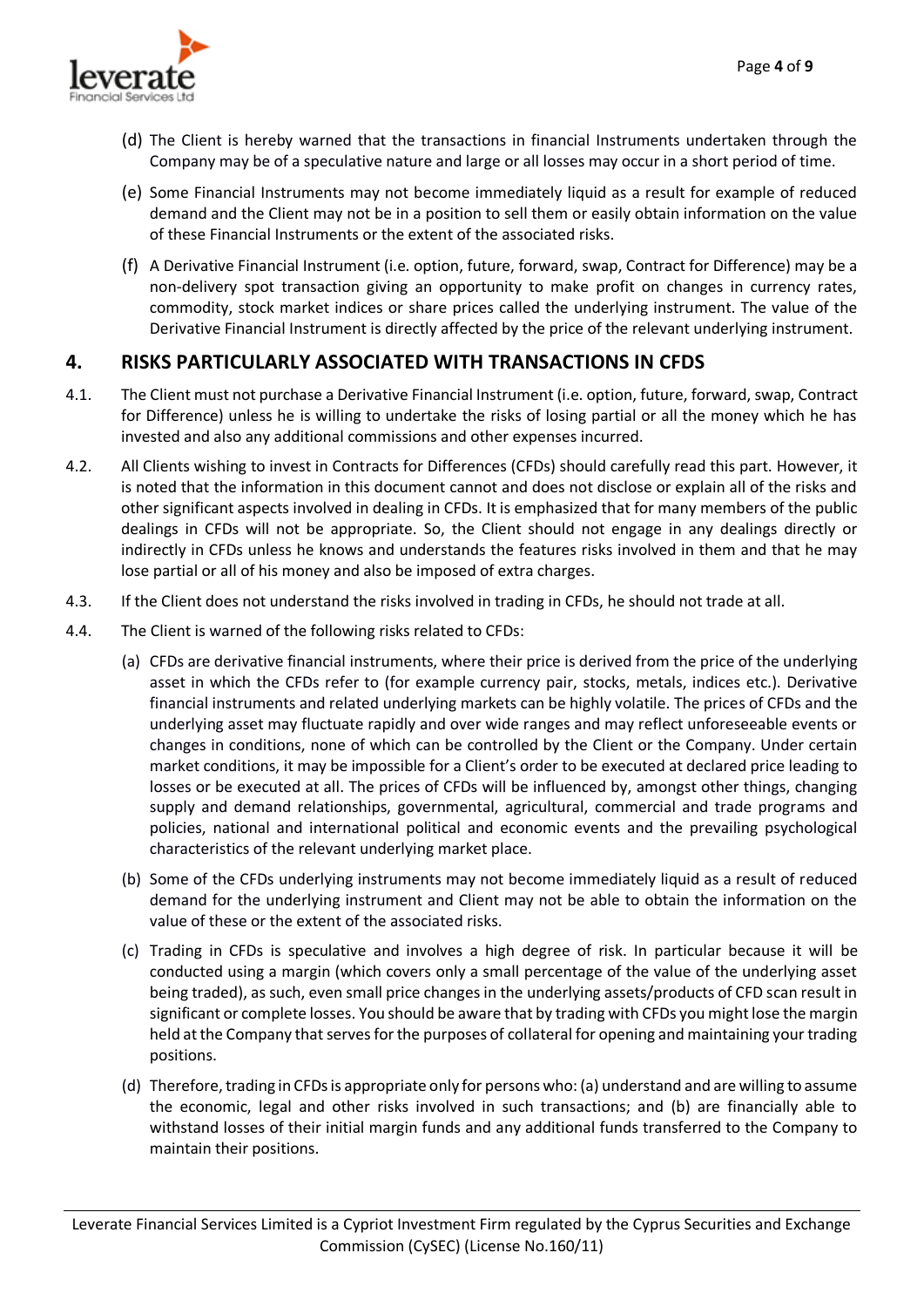(d) The Client is hereby warned that the transactions in financial Instruments undertaken through the Company may be of a speculative nature and large or all losses may occur in a short period of time.

(e) Some Financial Instruments may not become immediately liquid as a result for example of reduced demand and the Client may not be in a position to sell them or easily obtain information on the value of these Financial Instruments or the extent of the associated risks.

(f) A Derivative Financial Instrument (i.e. option, future, forward, swap, Contract for Difference) may be a non-delivery spot transaction giving an opportunity to make profit on changes in currency rates, commodity, stock market indices or share prices called the underlying instrument. The value of the Derivative Financial Instrument is directly affected by the price of the relevant underlying instrument.

## 4. RISKS PARTICULARLY ASSOCIATED WITH TRANSACTIONS IN CFDS

4.1. The Client must not purchase a Derivative Financial Instrument (i.e. option, future, forward, swap, Contract for Difference) unless he is willing to undertake the risks of losing partial or all the money which he has invested and also any additional commissions and other expenses incurred.

4.2. All Clients wishing to invest in Contracts for Differences (CFDs) should carefully read this part. However, it is noted that the information in this document cannot and does not disclose or explain all of the risks and other significant aspects involved in dealing in CFDs. It is emphasized that for many members of the public dealings in CFDs will not be appropriate. So, the Client should not engage in any dealings directly or indirectly in CFDs unless he knows and understands the features risks involved in them and that he may lose partial or all of his money and also be imposed of extra charges.

4.3. If the Client does not understand the risks involved in trading in CFDs, he should not trade at all.

4.4. The Client is warned of the following risks related to CFDs:

(a) CFDs are derivative financial instruments, where their price is derived from the price of the underlying asset in which the CFDs refer to (for example currency pair, stocks, metals, indices etc.). Derivative financial instruments and related underlying markets can be highly volatile. The prices of CFDs and the underlying asset may fluctuate rapidly and over wide ranges and may reflect unforeseeable events or changes in conditions, none of which can be controlled by the Client or the Company. Under certain market conditions, it may be impossible for a Client's order to be executed at declared price leading to losses or be executed at all. The prices of CFDs will be influenced by, amongst other things, changing supply and demand relationships, governmental, agricultural, commercial and trade programs and policies, national and international political and economic events and the prevailing psychological characteristics of the relevant underlying market place.

(b) Some of the CFDs underlying instruments may not become immediately liquid as a result of reduced demand for the underlying instrument and Client may not be able to obtain the information on the value of these or the extent of the associated risks.

(c) Trading in CFDs is speculative and involves a high degree of risk. In particular because it will be conducted using a margin (which covers only a small percentage of the value of the underlying asset being traded), as such, even small price changes in the underlying assets/products of CFD scan result in significant or complete losses. You should be aware that by trading with CFDs you might lose the margin held at the Company that serves for the purposes of collateral for opening and maintaining your trading positions.

(d) Therefore, trading in CFDs is appropriate only for persons who: (a) understand and are willing to assume the economic, legal and other risks involved in such transactions; and (b) are financially able to withstand losses of their initial margin funds and any additional funds transferred to the Company to maintain their positions.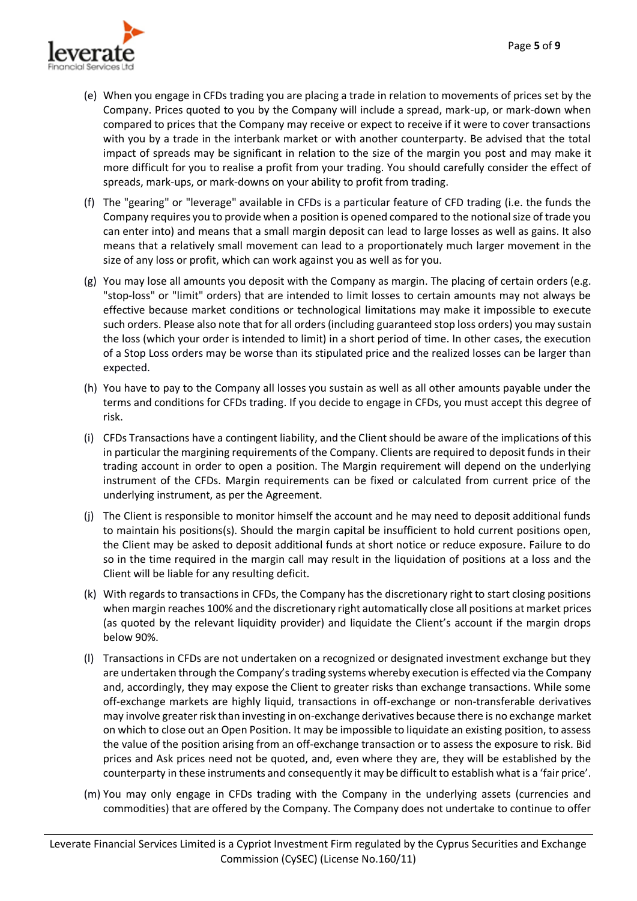(e) When you engage in CFDs trading you are placing a trade in relation to movements of prices set by the Company. Prices quoted to you by the Company will include a spread, mark-up, or mark-down when compared to prices that the Company may receive or expect to receive if it were to cover transactions with you by a trade in the interbank market or with another counterparty. Be advised that the total impact of spreads may be significant in relation to the size of the margin you post and may make it more difficult for you to realise a profit from your trading. You should carefully consider the effect of spreads, mark-ups, or mark-downs on your ability to profit from trading.

(f) The "gearing" or "leverage" available in CFDs is a particular feature of CFD trading (i.e. the funds the Company requires you to provide when a position is opened compared to the notional size of trade you can enter into) and means that a small margin deposit can lead to large losses as well as gains. It also means that a relatively small movement can lead to a proportionately much larger movement in the size of any loss or profit, which can work against you as well as for you.

(g) You may lose all amounts you deposit with the Company as margin. The placing of certain orders (e.g. "stop-loss" or "limit" orders) that are intended to limit losses to certain amounts may not always be effective because market conditions or technological limitations may make it impossible to execute such orders. Please also note that for all orders (including guaranteed stop loss orders) you may sustain the loss (which your order is intended to limit) in a short period of time. In other cases, the execution of a Stop Loss orders may be worse than its stipulated price and the realized losses can be larger than expected.

(h) You have to pay to the Company all losses you sustain as well as all other amounts payable under the terms and conditions for CFDs trading. If you decide to engage in CFDs, you must accept this degree of risk.

(i) CFDs Transactions have a contingent liability, and the Client should be aware of the implications of this in particular the margining requirements of the Company. Clients are required to deposit funds in their trading account in order to open a position. The Margin requirement will depend on the underlying instrument of the CFDs. Margin requirements can be fixed or calculated from current price of the underlying instrument, as per the Agreement.

(j) The Client is responsible to monitor himself the account and he may need to deposit additional funds to maintain his positions(s). Should the margin capital be insufficient to hold current positions open, the Client may be asked to deposit additional funds at short notice or reduce exposure. Failure to do so in the time required in the margin call may result in the liquidation of positions at a loss and the Client will be liable for any resulting deficit.

(k) With regards to transactions in CFDs, the Company has the discretionary right to start closing positions when margin reaches 100% and the discretionary right automatically close all positions at market prices (as quoted by the relevant liquidity provider) and liquidate the Client's account if the margin drops below 90%.

(l) Transactions in CFDs are not undertaken on a recognized or designated investment exchange but they are undertaken through the Company's trading systems whereby execution is effected via the Company and, accordingly, they may expose the Client to greater risks than exchange transactions. While some off-exchange markets are highly liquid, transactions in off-exchange or non-transferable derivatives may involve greater risk than investing in on-exchange derivatives because there is no exchange market on which to close out an Open Position. It may be impossible to liquidate an existing position, to assess the value of the position arising from an off-exchange transaction or to assess the exposure to risk. Bid prices and Ask prices need not be quoted, and, even where they are, they will be established by the counterparty in these instruments and consequently it may be difficult to establish what is a 'fair price'.

(m) You may only engage in CFDs trading with the Company in the underlying assets (currencies and commodities) that are offered by the Company. The Company does not undertake to continue to offer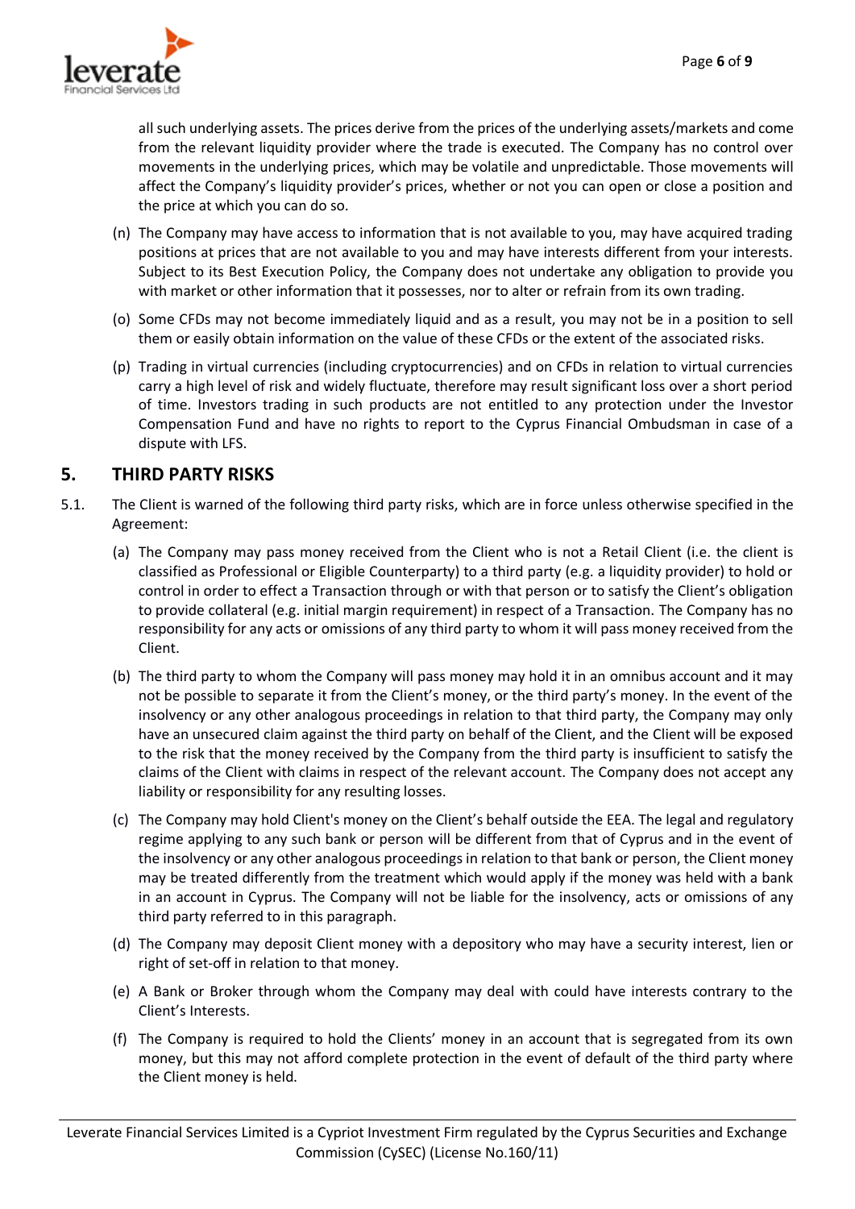all such underlying assets. The prices derive from the prices of the underlying assets/markets and come from the relevant liquidity provider where the trade is executed. The Company has no control over movements in the underlying prices, which may be volatile and unpredictable. Those movements will affect the Company's liquidity provider's prices, whether or not you can open or close a position and the price at which you can do so.

(n) The Company may have access to information that is not available to you, may have acquired trading positions at prices that are not available to you and may have interests different from your interests. Subject to its Best Execution Policy, the Company does not undertake any obligation to provide you with market or other information that it possesses, nor to alter or refrain from its own trading.

(o) Some CFDs may not become immediately liquid and as a result, you may not be in a position to sell them or easily obtain information on the value of these CFDs or the extent of the associated risks.

(p) Trading in virtual currencies (including cryptocurrencies) and on CFDs in relation to virtual currencies carry a high level of risk and widely fluctuate, therefore may result significant loss over a short period of time. Investors trading in such products are not entitled to any protection under the Investor Compensation Fund and have no rights to report to the Cyprus Financial Ombudsman in case of a dispute with LFS.

## 5. THIRD PARTY RISKS

5.1. The Client is warned of the following third party risks, which are in force unless otherwise specified in the Agreement:

(a) The Company may pass money received from the Client who is not a Retail Client (i.e. the client is classified as Professional or Eligible Counterparty) to a third party (e.g. a liquidity provider) to hold or control in order to effect a Transaction through or with that person or to satisfy the Client's obligation to provide collateral (e.g. initial margin requirement) in respect of a Transaction. The Company has no responsibility for any acts or omissions of any third party to whom it will pass money received from the Client.

(b) The third party to whom the Company will pass money may hold it in an omnibus account and it may not be possible to separate it from the Client's money, or the third party's money. In the event of the insolvency or any other analogous proceedings in relation to that third party, the Company may only have an unsecured claim against the third party on behalf of the Client, and the Client will be exposed to the risk that the money received by the Company from the third party is insufficient to satisfy the claims of the Client with claims in respect of the relevant account. The Company does not accept any liability or responsibility for any resulting losses.

(c) The Company may hold Client's money on the Client's behalf outside the EEA. The legal and regulatory regime applying to any such bank or person will be different from that of Cyprus and in the event of the insolvency or any other analogous proceedings in relation to that bank or person, the Client money may be treated differently from the treatment which would apply if the money was held with a bank in an account in Cyprus. The Company will not be liable for the insolvency, acts or omissions of any third party referred to in this paragraph.

(d) The Company may deposit Client money with a depository who may have a security interest, lien or right of set-off in relation to that money.

(e) A Bank or Broker through whom the Company may deal with could have interests contrary to the Client's Interests.

(f) The Company is required to hold the Clients' money in an account that is segregated from its own money, but this may not afford complete protection in the event of default of the third party where the Client money is held.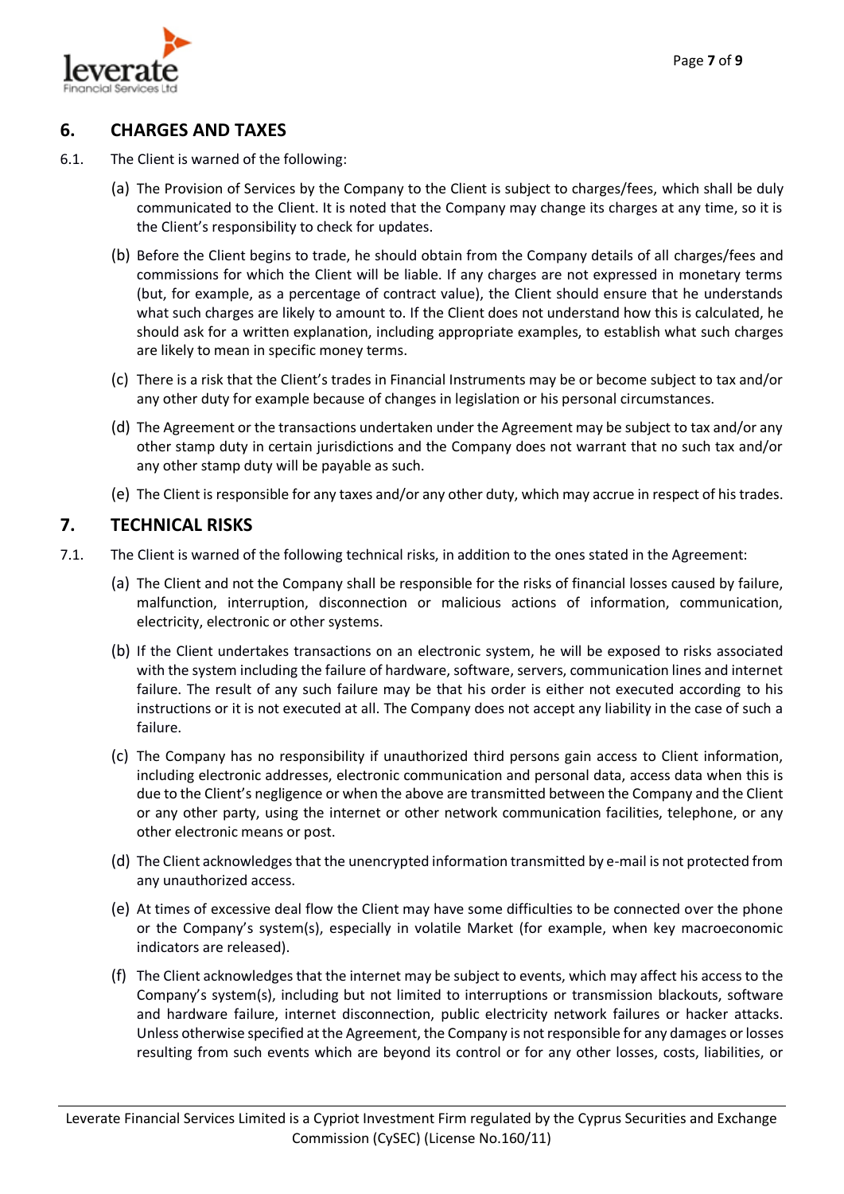## 6. CHARGES AND TAXES

6.1. The Client is warned of the following:

(a) The Provision of Services by the Company to the Client is subject to charges/fees, which shall be duly communicated to the Client. It is noted that the Company may change its charges at any time, so it is the Client's responsibility to check for updates.

(b) Before the Client begins to trade, he should obtain from the Company details of all charges/fees and commissions for which the Client will be liable. If any charges are not expressed in monetary terms (but, for example, as a percentage of contract value), the Client should ensure that he understands what such charges are likely to amount to. If the Client does not understand how this is calculated, he should ask for a written explanation, including appropriate examples, to establish what such charges are likely to mean in specific money terms.

(c) There is a risk that the Client's trades in Financial Instruments may be or become subject to tax and/or any other duty for example because of changes in legislation or his personal circumstances.

(d) The Agreement or the transactions undertaken under the Agreement may be subject to tax and/or any other stamp duty in certain jurisdictions and the Company does not warrant that no such tax and/or any other stamp duty will be payable as such.

(e) The Client is responsible for any taxes and/or any other duty, which may accrue in respect of his trades.

## 7. TECHNICAL RISKS

7.1. The Client is warned of the following technical risks, in addition to the ones stated in the Agreement:

(a) The Client and not the Company shall be responsible for the risks of financial losses caused by failure, malfunction, interruption, disconnection or malicious actions of information, communication, electricity, electronic or other systems.

(b) If the Client undertakes transactions on an electronic system, he will be exposed to risks associated with the system including the failure of hardware, software, servers, communication lines and internet failure. The result of any such failure may be that his order is either not executed according to his instructions or it is not executed at all. The Company does not accept any liability in the case of such a failure.

(c) The Company has no responsibility if unauthorized third persons gain access to Client information, including electronic addresses, electronic communication and personal data, access data when this is due to the Client's negligence or when the above are transmitted between the Company and the Client or any other party, using the internet or other network communication facilities, telephone, or any other electronic means or post.

(d) The Client acknowledges that the unencrypted information transmitted by e-mail is not protected from any unauthorized access.

(e) At times of excessive deal flow the Client may have some difficulties to be connected over the phone or the Company's system(s), especially in volatile Market (for example, when key macroeconomic indicators are released).

(f) The Client acknowledges that the internet may be subject to events, which may affect his access to the Company's system(s), including but not limited to interruptions or transmission blackouts, software and hardware failure, internet disconnection, public electricity network failures or hacker attacks. Unless otherwise specified at the Agreement, the Company is not responsible for any damages or losses resulting from such events which are beyond its control or for any other losses, costs, liabilities, or

Leverate Financial Services Limited is a Cypriot Investment Firm regulated by the Cyprus Securities and Exchange Commission (CySEC) (License No.160/11)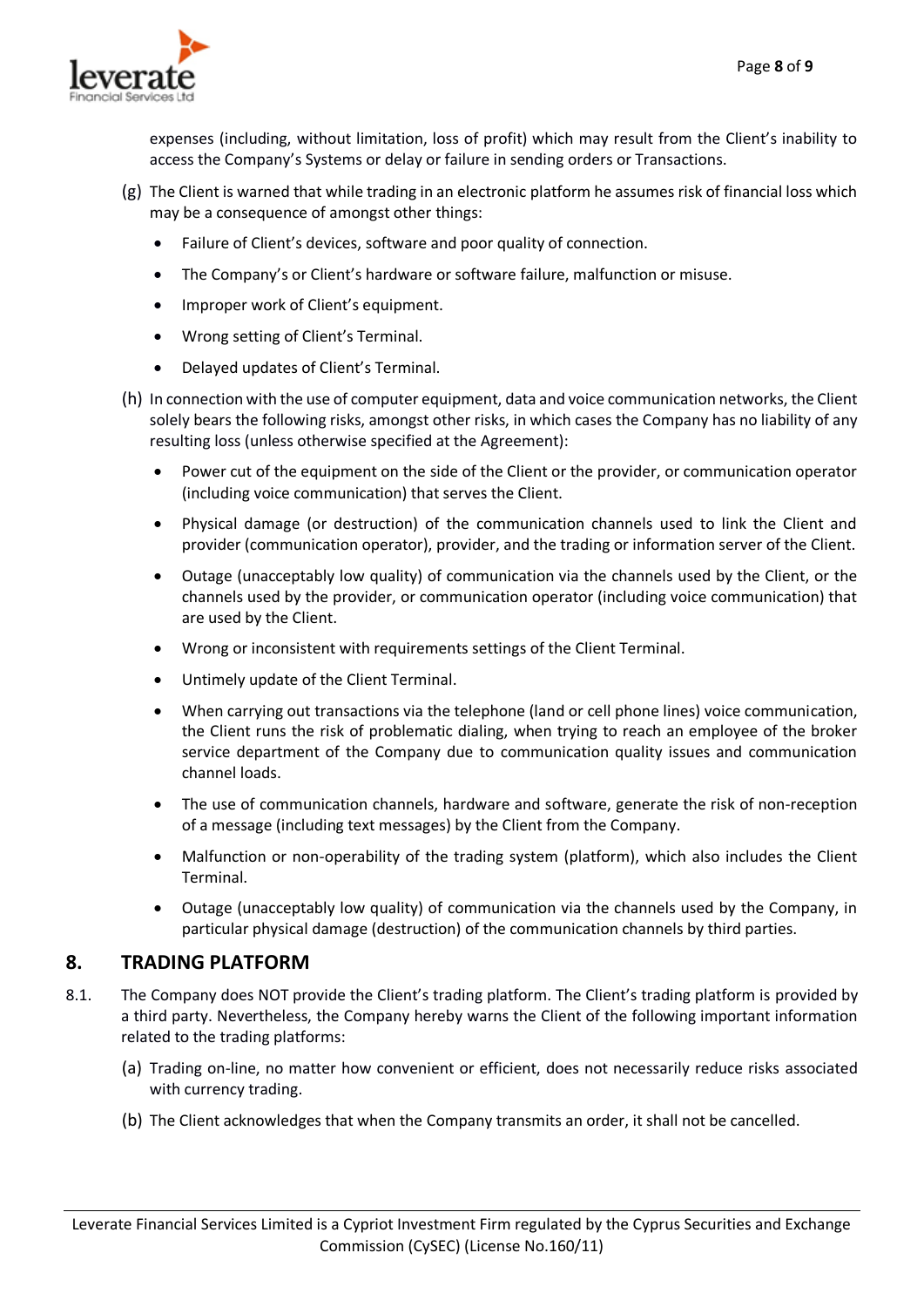expenses (including, without limitation, loss of profit) which may result from the Client's inability to access the Company's Systems or delay or failure in sending orders or Transactions.

(g) The Client is warned that while trading in an electronic platform he assumes risk of financial loss which may be a consequence of amongst other things:

- Failure of Client's devices, software and poor quality of connection.
- The Company's or Client's hardware or software failure, malfunction or misuse.
- Improper work of Client's equipment.
- Wrong setting of Client's Terminal.
- Delayed updates of Client's Terminal.

(h) In connection with the use of computer equipment, data and voice communication networks, the Client solely bears the following risks, amongst other risks, in which cases the Company has no liability of any resulting loss (unless otherwise specified at the Agreement):

- Power cut of the equipment on the side of the Client or the provider, or communication operator (including voice communication) that serves the Client.
- Physical damage (or destruction) of the communication channels used to link the Client and provider (communication operator), provider, and the trading or information server of the Client.
- Outage (unacceptably low quality) of communication via the channels used by the Client, or the channels used by the provider, or communication operator (including voice communication) that are used by the Client.
- Wrong or inconsistent with requirements settings of the Client Terminal.
- Untimely update of the Client Terminal.
- When carrying out transactions via the telephone (land or cell phone lines) voice communication, the Client runs the risk of problematic dialing, when trying to reach an employee of the broker service department of the Company due to communication quality issues and communication channel loads.
- The use of communication channels, hardware and software, generate the risk of non-reception of a message (including text messages) by the Client from the Company.
- Malfunction or non-operability of the trading system (platform), which also includes the Client Terminal.
- Outage (unacceptably low quality) of communication via the channels used by the Company, in particular physical damage (destruction) of the communication channels by third parties.

## 8. TRADING PLATFORM

8.1. The Company does NOT provide the Client's trading platform. The Client's trading platform is provided by a third party. Nevertheless, the Company hereby warns the Client of the following important information related to the trading platforms:

(a) Trading on-line, no matter how convenient or efficient, does not necessarily reduce risks associated with currency trading.

(b) The Client acknowledges that when the Company transmits an order, it shall not be cancelled.

Leverate Financial Services Limited is a Cypriot Investment Firm regulated by the Cyprus Securities and Exchange Commission (CySEC) (License No.160/11)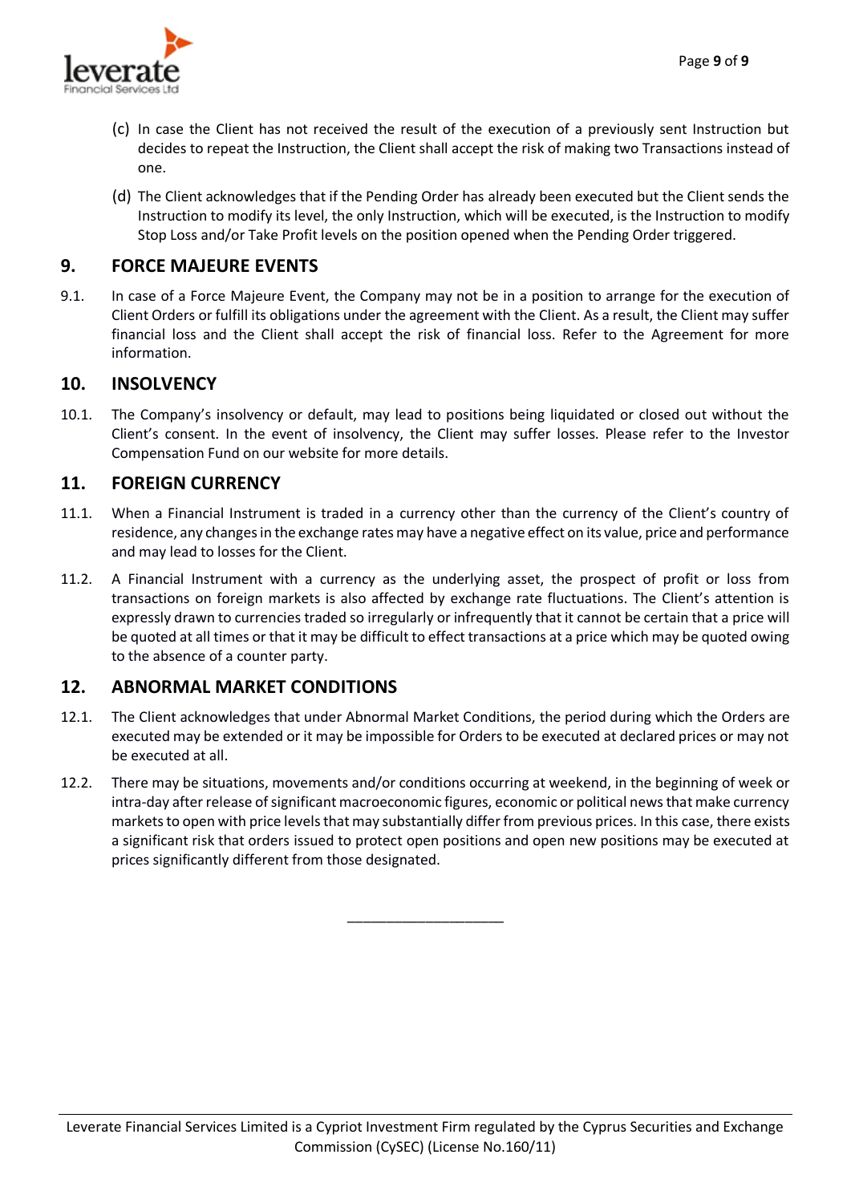(c) In case the Client has not received the result of the execution of a previously sent Instruction but decides to repeat the Instruction, the Client shall accept the risk of making two Transactions instead of one.

(d) The Client acknowledges that if the Pending Order has already been executed but the Client sends the Instruction to modify its level, the only Instruction, which will be executed, is the Instruction to modify Stop Loss and/or Take Profit levels on the position opened when the Pending Order triggered.

## 9. FORCE MAJEURE EVENTS

9.1. In case of a Force Majeure Event, the Company may not be in a position to arrange for the execution of Client Orders or fulfill its obligations under the agreement with the Client. As a result, the Client may suffer financial loss and the Client shall accept the risk of financial loss. Refer to the Agreement for more information.

## 10. INSOLVENCY

10.1. The Company's insolvency or default, may lead to positions being liquidated or closed out without the Client's consent. In the event of insolvency, the Client may suffer losses. Please refer to the Investor Compensation Fund on our website for more details.

## 11. FOREIGN CURRENCY

11.1. When a Financial Instrument is traded in a currency other than the currency of the Client's country of residence, any changes in the exchange rates may have a negative effect on its value, price and performance and may lead to losses for the Client.

11.2. A Financial Instrument with a currency as the underlying asset, the prospect of profit or loss from transactions on foreign markets is also affected by exchange rate fluctuations. The Client's attention is expressly drawn to currencies traded so irregularly or infrequently that it cannot be certain that a price will be quoted at all times or that it may be difficult to effect transactions at a price which may be quoted owing to the absence of a counter party.

## 12. ABNORMAL MARKET CONDITIONS

12.1. The Client acknowledges that under Abnormal Market Conditions, the period during which the Orders are executed may be extended or it may be impossible for Orders to be executed at declared prices or may not be executed at all.

12.2. There may be situations, movements and/or conditions occurring at weekend, in the beginning of week or intra-day after release of significant macroeconomic figures, economic or political news that make currency markets to open with price levels that may substantially differ from previous prices. In this case, there exists a significant risk that orders issued to protect open positions and open new positions may be executed at prices significantly different from those designated.

\_\_\_\_\_\_\_\_\_\_\_\_\_\_\_\_\_\_\_\_